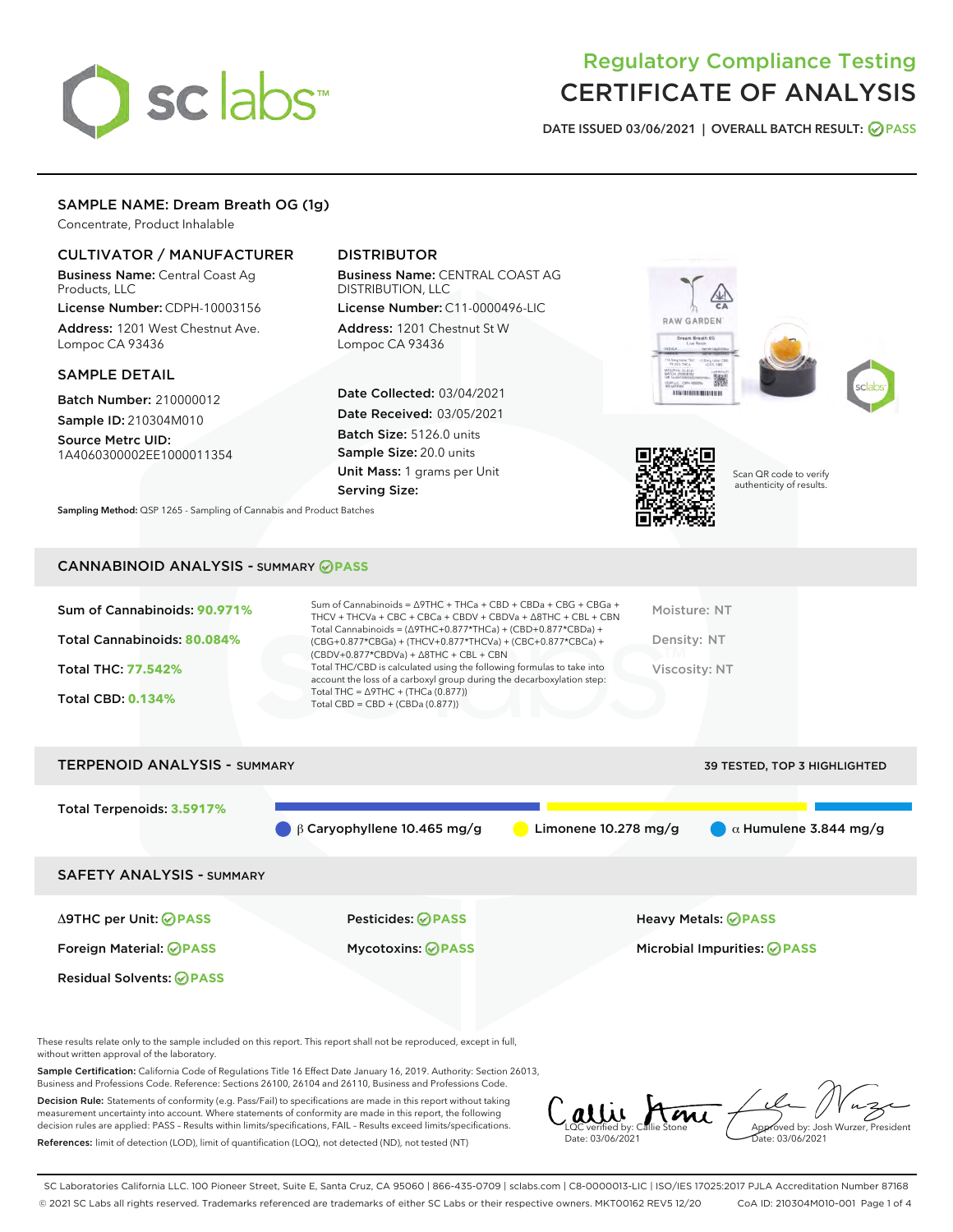# Regulatory Compliance Testing
# CERTIFICATE OF ANALYSIS

DATE ISSUED 03/06/2021 | OVERALL BATCH RESULT: PASS

## SAMPLE NAME: Dream Breath OG (1g)

Concentrate, Product Inhalable

### CULTIVATOR / MANUFACTURER

**Business Name:** Central Coast Ag Products, LLC

**License Number:** CDPH-10003156

**Address:** 1201 West Chestnut Ave. Lompoc CA 93436

### DISTRIBUTOR

**Business Name:** CENTRAL COAST AG DISTRIBUTION, LLC

**License Number:** C11-0000496-LIC

**Address:** 1201 Chestnut St W Lompoc CA 93436

### SAMPLE DETAIL

**Batch Number:** 210000012

**Sample ID:** 210304M010

**Source Metrc UID:** 1A4060300002EE1000011354

**Date Collected:** 03/04/2021

**Date Received:** 03/05/2021

**Batch Size:** 5126.0 units

**Sample Size:** 20.0 units

**Unit Mass:** 1 grams per Unit

**Serving Size:**

Sampling Method: QSP 1265 - Sampling of Cannabis and Product Batches

Scan QR code to verify authenticity of results.

## CANNABINOID ANALYSIS - SUMMARY PASS

Sum of Cannabinoids: **90.971%**

Total Cannabinoids: **80.084%**

Total THC: **77.542%**

Total CBD: **0.134%**

Sum of Cannabinoids = Δ9THC + THCa + CBD + CBDa + CBG + CBGa + THCV + THCVa + CBC + CBCa + CBDV + CBDVa + Δ8THC + CBL + CBN

Total Cannabinoids = (Δ9THC+0.877*THCa) + (CBD+0.877*CBDa) + (CBG+0.877*CBGa) + (THCV+0.877*THCVa) + (CBC+0.877*CBCa) + (CBDV+0.877*CBDVa) + Δ8THC + CBL + CBN

Total THC/CBD is calculated using the following formulas to take into account the loss of a carboxyl group during the decarboxylation step:

Total THC = Δ9THC + (THCa (0.877))

Total CBD = CBD + (CBDa (0.877))

Moisture: NT

Density: NT

Viscosity: NT

## TERPENOID ANALYSIS - SUMMARY

39 TESTED, TOP 3 HIGHLIGHTED

Total Terpenoids: **3.5917%**

β Caryophyllene 10.465 mg/g | Limonene 10.278 mg/g | α Humulene 3.844 mg/g

## SAFETY ANALYSIS - SUMMARY

| | | |
|---|---|---|
| Δ9THC per Unit: PASS | Pesticides: PASS | Heavy Metals: PASS |
| Foreign Material: PASS | Mycotoxins: PASS | Microbial Impurities: PASS |
| Residual Solvents: PASS | | |

These results relate only to the sample included on this report. This report shall not be reproduced, except in full, without written approval of the laboratory.

**Sample Certification:** California Code of Regulations Title 16 Effect Date January 16, 2019. Authority: Section 26013, Business and Professions Code. Reference: Sections 26100, 26104 and 26110, Business and Professions Code.

**Decision Rule:** Statements of conformity (e.g. Pass/Fail) to specifications are made in this report without taking measurement uncertainty into account. Where statements of conformity are made in this report, the following decision rules are applied: PASS - Results within limits/specifications, FAIL - Results exceed limits/specifications.

**References:** limit of detection (LOD), limit of quantification (LOQ), not detected (ND), not tested (NT)

LQC verified by: Callie Stone
Date: 03/06/2021

Approved by: Josh Wurzer, President
Date: 03/06/2021

SC Laboratories California LLC. 100 Pioneer Street, Suite E, Santa Cruz, CA 95060 | 866-435-0709 | sclabs.com | C8-0000013-LIC | ISO/IES 17025:2017 PJLA Accreditation Number 87168
© 2021 SC Labs all rights reserved. Trademarks referenced are trademarks of either SC Labs or their respective owners. MKT00162 REV5 12/20 CoA ID: 210304M010-001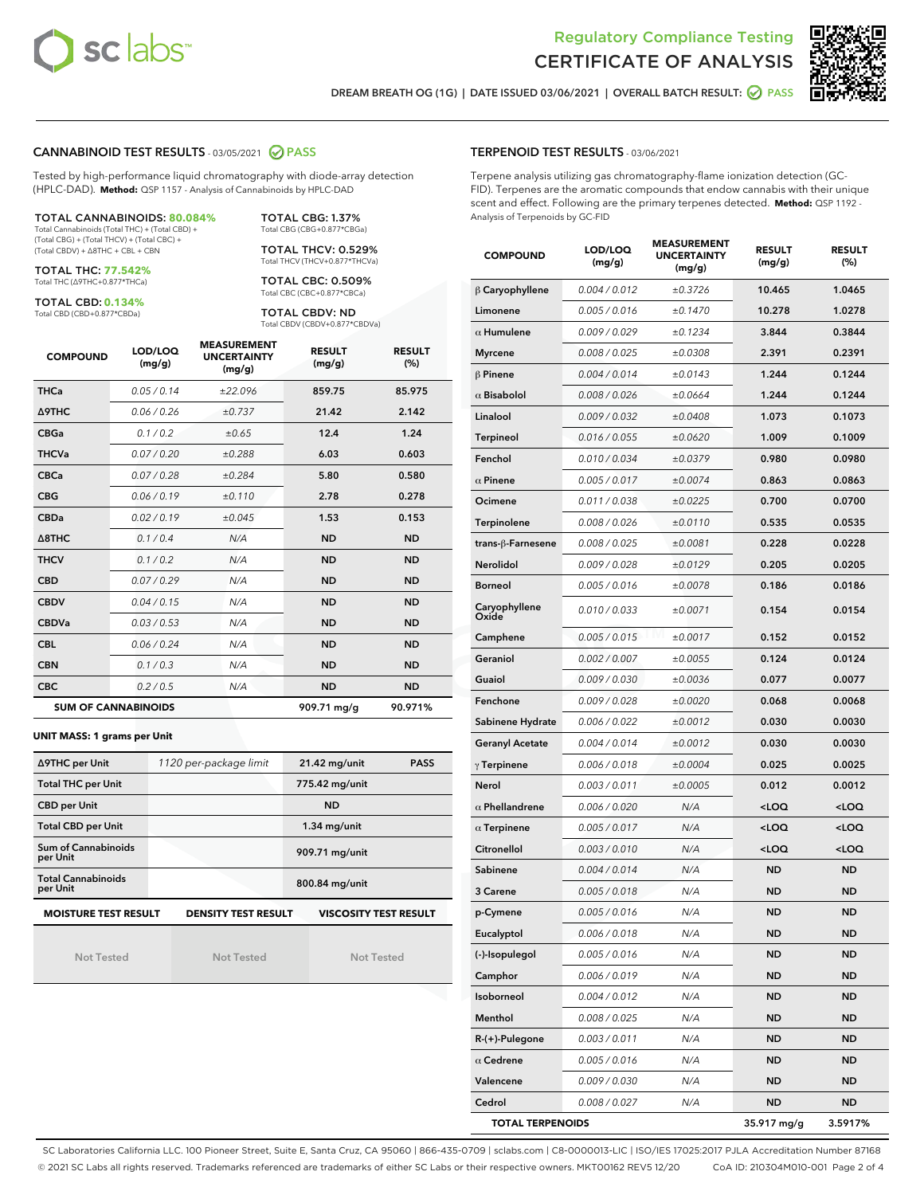Regulatory Compliance Testing
# CERTIFICATE OF ANALYSIS

DREAM BREATH OG (1G) | DATE ISSUED 03/06/2021 | OVERALL BATCH RESULT: PASS

## CANNABINOID TEST RESULTS - 03/05/2021 PASS

Tested by high-performance liquid chromatography with diode-array detection (HPLC-DAD). **Method:** QSP 1157 - Analysis of Cannabinoids by HPLC-DAD

**TOTAL CANNABINOIDS: 80.084%**
Total Cannabinoids (Total THC) + (Total CBD) + (Total CBG) + (Total THCV) + (Total CBC) + (Total CBDV) + Δ8THC + CBL + CBN

**TOTAL THC: 77.542%**
Total THC (Δ9THC+0.877*THCa)

**TOTAL CBD: 0.134%**
Total CBD (CBD+0.877*CBDa)

**TOTAL CBG: 1.37%**
Total CBG (CBG+0.877*CBGa)

**TOTAL THCV: 0.529%**
Total THCV (THCV+0.877*THCVa)

**TOTAL CBC: 0.509%**
Total CBC (CBC+0.877*CBCa)

**TOTAL CBDV: ND**
Total CBDV (CBDV+0.877*CBDVa)

| COMPOUND | LOD/LOQ (mg/g) | MEASUREMENT UNCERTAINTY (mg/g) | RESULT (mg/g) | RESULT (%) |
|---|---|---|---|---|
| THCa | 0.05 / 0.14 | ±22.096 | 859.75 | 85.975 |
| Δ9THC | 0.06 / 0.26 | ±0.737 | 21.42 | 2.142 |
| CBGa | 0.1 / 0.2 | ±0.65 | 12.4 | 1.24 |
| THCVa | 0.07 / 0.20 | ±0.288 | 6.03 | 0.603 |
| CBCa | 0.07 / 0.28 | ±0.284 | 5.80 | 0.580 |
| CBG | 0.06 / 0.19 | ±0.110 | 2.78 | 0.278 |
| CBDa | 0.02 / 0.19 | ±0.045 | 1.53 | 0.153 |
| Δ8THC | 0.1 / 0.4 | N/A | ND | ND |
| THCV | 0.1 / 0.2 | N/A | ND | ND |
| CBD | 0.07 / 0.29 | N/A | ND | ND |
| CBDV | 0.04 / 0.15 | N/A | ND | ND |
| CBDVa | 0.03 / 0.53 | N/A | ND | ND |
| CBL | 0.06 / 0.24 | N/A | ND | ND |
| CBN | 0.1 / 0.3 | N/A | ND | ND |
| CBC | 0.2 / 0.5 | N/A | ND | ND |
| **SUM OF CANNABINOIDS** | | | 909.71 mg/g | 90.971% |

**UNIT MASS: 1 grams per Unit**

| | | | |
|---|---|---|---|
| Δ9THC per Unit | 1120 per-package limit | 21.42 mg/unit | PASS |
| Total THC per Unit | | 775.42 mg/unit | |
| CBD per Unit | | ND | |
| Total CBD per Unit | | 1.34 mg/unit | |
| Sum of Cannabinoids per Unit | | 909.71 mg/unit | |
| Total Cannabinoids per Unit | | 800.84 mg/unit | |

| MOISTURE TEST RESULT | DENSITY TEST RESULT | VISCOSITY TEST RESULT |
|---|---|---|
| Not Tested | Not Tested | Not Tested |

## TERPENOID TEST RESULTS - 03/06/2021

Terpene analysis utilizing gas chromatography-flame ionization detection (GC-FID). Terpenes are the aromatic compounds that endow cannabis with their unique scent and effect. Following are the primary terpenes detected. **Method:** QSP 1192 - Analysis of Terpenoids by GC-FID

| COMPOUND | LOD/LOQ (mg/g) | MEASUREMENT UNCERTAINTY (mg/g) | RESULT (mg/g) | RESULT (%) |
|---|---|---|---|---|
| β Caryophyllene | 0.004 / 0.012 | ±0.3726 | 10.465 | 1.0465 |
| Limonene | 0.005 / 0.016 | ±0.1470 | 10.278 | 1.0278 |
| α Humulene | 0.009 / 0.029 | ±0.1234 | 3.844 | 0.3844 |
| Myrcene | 0.008 / 0.025 | ±0.0308 | 2.391 | 0.2391 |
| β Pinene | 0.004 / 0.014 | ±0.0143 | 1.244 | 0.1244 |
| α Bisabolol | 0.008 / 0.026 | ±0.0664 | 1.244 | 0.1244 |
| Linalool | 0.009 / 0.032 | ±0.0408 | 1.073 | 0.1073 |
| Terpineol | 0.016 / 0.055 | ±0.0620 | 1.009 | 0.1009 |
| Fenchol | 0.010 / 0.034 | ±0.0379 | 0.980 | 0.0980 |
| α Pinene | 0.005 / 0.017 | ±0.0074 | 0.863 | 0.0863 |
| Ocimene | 0.011 / 0.038 | ±0.0225 | 0.700 | 0.0700 |
| Terpinolene | 0.008 / 0.026 | ±0.0110 | 0.535 | 0.0535 |
| trans-β-Farnesene | 0.008 / 0.025 | ±0.0081 | 0.228 | 0.0228 |
| Nerolidol | 0.009 / 0.028 | ±0.0129 | 0.205 | 0.0205 |
| Borneol | 0.005 / 0.016 | ±0.0078 | 0.186 | 0.0186 |
| Caryophyllene Oxide | 0.010 / 0.033 | ±0.0071 | 0.154 | 0.0154 |
| Camphene | 0.005 / 0.015 | ±0.0017 | 0.152 | 0.0152 |
| Geraniol | 0.002 / 0.007 | ±0.0055 | 0.124 | 0.0124 |
| Guaiol | 0.009 / 0.030 | ±0.0036 | 0.077 | 0.0077 |
| Fenchone | 0.009 / 0.028 | ±0.0020 | 0.068 | 0.0068 |
| Sabinene Hydrate | 0.006 / 0.022 | ±0.0012 | 0.030 | 0.0030 |
| Geranyl Acetate | 0.004 / 0.014 | ±0.0012 | 0.030 | 0.0030 |
| γ Terpinene | 0.006 / 0.018 | ±0.0004 | 0.025 | 0.0025 |
| Nerol | 0.003 / 0.011 | ±0.0005 | 0.012 | 0.0012 |
| α Phellandrene | 0.006 / 0.020 | N/A | <LOQ | <LOQ |
| α Terpinene | 0.005 / 0.017 | N/A | <LOQ | <LOQ |
| Citronellol | 0.003 / 0.010 | N/A | <LOQ | <LOQ |
| Sabinene | 0.004 / 0.014 | N/A | ND | ND |
| 3 Carene | 0.005 / 0.018 | N/A | ND | ND |
| p-Cymene | 0.005 / 0.016 | N/A | ND | ND |
| Eucalyptol | 0.006 / 0.018 | N/A | ND | ND |
| (-)-Isopulegol | 0.005 / 0.016 | N/A | ND | ND |
| Camphor | 0.006 / 0.019 | N/A | ND | ND |
| Isoborneol | 0.004 / 0.012 | N/A | ND | ND |
| Menthol | 0.008 / 0.025 | N/A | ND | ND |
| R-(+)-Pulegone | 0.003 / 0.011 | N/A | ND | ND |
| α Cedrene | 0.005 / 0.016 | N/A | ND | ND |
| Valencene | 0.009 / 0.030 | N/A | ND | ND |
| Cedrol | 0.008 / 0.027 | N/A | ND | ND |
| **TOTAL TERPENOIDS** | | | 35.917 mg/g | 3.5917% |

SC Laboratories California LLC. 100 Pioneer Street, Suite E, Santa Cruz, CA 95060 | 866-435-0709 | sclabs.com | C8-0000013-LIC | ISO/IES 17025:2017 PJLA Accreditation Number 87168
© 2021 SC Labs all rights reserved. Trademarks referenced are trademarks of either SC Labs or their respective owners. MKT00162 REV5 12/20 CoA ID: 210304M010-001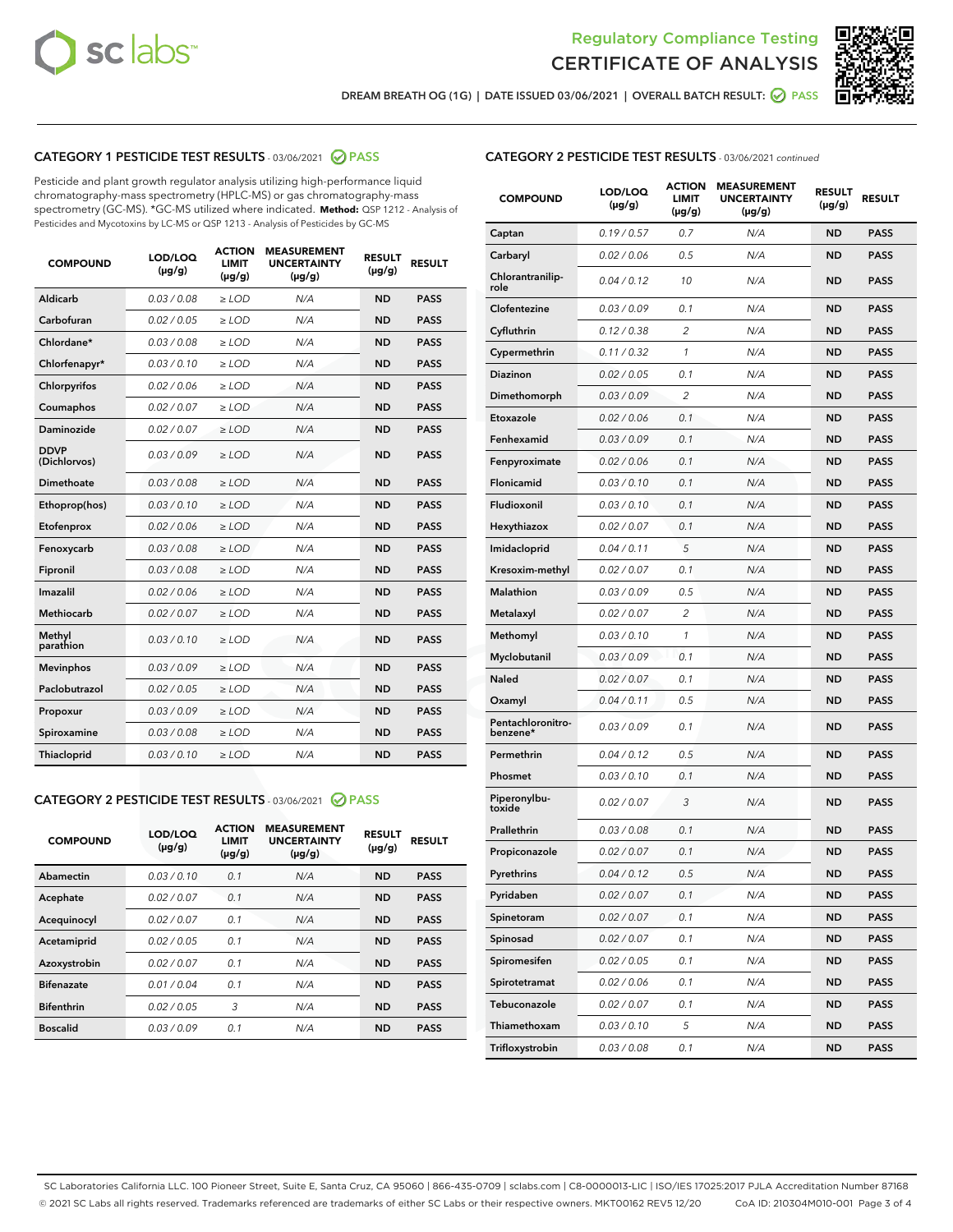# Regulatory Compliance Testing
# CERTIFICATE OF ANALYSIS

DREAM BREATH OG (1G) | DATE ISSUED 03/06/2021 | OVERALL BATCH RESULT: PASS

## CATEGORY 1 PESTICIDE TEST RESULTS - 03/06/2021 PASS

Pesticide and plant growth regulator analysis utilizing high-performance liquid chromatography-mass spectrometry (HPLC-MS) or gas chromatography-mass spectrometry (GC-MS). *GC-MS utilized where indicated. **Method:** QSP 1212 - Analysis of Pesticides and Mycotoxins by LC-MS or QSP 1213 - Analysis of Pesticides by GC-MS

| COMPOUND | LOD/LOQ (µg/g) | ACTION LIMIT (µg/g) | MEASUREMENT UNCERTAINTY (µg/g) | RESULT (µg/g) | RESULT |
|---|---|---|---|---|---|
| Aldicarb | 0.03 / 0.08 | ≥ LOD | N/A | ND | PASS |
| Carbofuran | 0.02 / 0.05 | ≥ LOD | N/A | ND | PASS |
| Chlordane* | 0.03 / 0.08 | ≥ LOD | N/A | ND | PASS |
| Chlorfenapyr* | 0.03 / 0.10 | ≥ LOD | N/A | ND | PASS |
| Chlorpyrifos | 0.02 / 0.06 | ≥ LOD | N/A | ND | PASS |
| Coumaphos | 0.02 / 0.07 | ≥ LOD | N/A | ND | PASS |
| Daminozide | 0.02 / 0.07 | ≥ LOD | N/A | ND | PASS |
| DDVP (Dichlorvos) | 0.03 / 0.09 | ≥ LOD | N/A | ND | PASS |
| Dimethoate | 0.03 / 0.08 | ≥ LOD | N/A | ND | PASS |
| Ethoprop(hos) | 0.03 / 0.10 | ≥ LOD | N/A | ND | PASS |
| Etofenprox | 0.02 / 0.06 | ≥ LOD | N/A | ND | PASS |
| Fenoxycarb | 0.03 / 0.08 | ≥ LOD | N/A | ND | PASS |
| Fipronil | 0.03 / 0.08 | ≥ LOD | N/A | ND | PASS |
| Imazalil | 0.02 / 0.06 | ≥ LOD | N/A | ND | PASS |
| Methiocarb | 0.02 / 0.07 | ≥ LOD | N/A | ND | PASS |
| Methyl parathion | 0.03 / 0.10 | ≥ LOD | N/A | ND | PASS |
| Mevinphos | 0.03 / 0.09 | ≥ LOD | N/A | ND | PASS |
| Paclobutrazol | 0.02 / 0.05 | ≥ LOD | N/A | ND | PASS |
| Propoxur | 0.03 / 0.09 | ≥ LOD | N/A | ND | PASS |
| Spiroxamine | 0.03 / 0.08 | ≥ LOD | N/A | ND | PASS |
| Thiacloprid | 0.03 / 0.10 | ≥ LOD | N/A | ND | PASS |

## CATEGORY 2 PESTICIDE TEST RESULTS - 03/06/2021 PASS

| COMPOUND | LOD/LOQ (µg/g) | ACTION LIMIT (µg/g) | MEASUREMENT UNCERTAINTY (µg/g) | RESULT (µg/g) | RESULT |
|---|---|---|---|---|---|
| Abamectin | 0.03 / 0.10 | 0.1 | N/A | ND | PASS |
| Acephate | 0.02 / 0.07 | 0.1 | N/A | ND | PASS |
| Acequinocyl | 0.02 / 0.07 | 0.1 | N/A | ND | PASS |
| Acetamiprid | 0.02 / 0.05 | 0.1 | N/A | ND | PASS |
| Azoxystrobin | 0.02 / 0.07 | 0.1 | N/A | ND | PASS |
| Bifenazate | 0.01 / 0.04 | 0.1 | N/A | ND | PASS |
| Bifenthrin | 0.02 / 0.05 | 3 | N/A | ND | PASS |
| Boscalid | 0.03 / 0.09 | 0.1 | N/A | ND | PASS |
| Captan | 0.19 / 0.57 | 0.7 | N/A | ND | PASS |
| Carbaryl | 0.02 / 0.06 | 0.5 | N/A | ND | PASS |
| Chlorantraniliprole | 0.04 / 0.12 | 10 | N/A | ND | PASS |
| Clofentezine | 0.03 / 0.09 | 0.1 | N/A | ND | PASS |
| Cyfluthrin | 0.12 / 0.38 | 2 | N/A | ND | PASS |
| Cypermethrin | 0.11 / 0.32 | 1 | N/A | ND | PASS |
| Diazinon | 0.02 / 0.05 | 0.1 | N/A | ND | PASS |
| Dimethomorph | 0.03 / 0.09 | 2 | N/A | ND | PASS |
| Etoxazole | 0.02 / 0.06 | 0.1 | N/A | ND | PASS |
| Fenhexamid | 0.03 / 0.09 | 0.1 | N/A | ND | PASS |
| Fenpyroximate | 0.02 / 0.06 | 0.1 | N/A | ND | PASS |
| Flonicamid | 0.03 / 0.10 | 0.1 | N/A | ND | PASS |
| Fludioxonil | 0.03 / 0.10 | 0.1 | N/A | ND | PASS |
| Hexythiazox | 0.02 / 0.07 | 0.1 | N/A | ND | PASS |
| Imidacloprid | 0.04 / 0.11 | 5 | N/A | ND | PASS |
| Kresoxim-methyl | 0.02 / 0.07 | 0.1 | N/A | ND | PASS |
| Malathion | 0.03 / 0.09 | 0.5 | N/A | ND | PASS |
| Metalaxyl | 0.02 / 0.07 | 2 | N/A | ND | PASS |
| Methomyl | 0.03 / 0.10 | 1 | N/A | ND | PASS |
| Myclobutanil | 0.03 / 0.09 | 0.1 | N/A | ND | PASS |
| Naled | 0.02 / 0.07 | 0.1 | N/A | ND | PASS |
| Oxamyl | 0.04 / 0.11 | 0.5 | N/A | ND | PASS |
| Pentachloronitrobenzene* | 0.03 / 0.09 | 0.1 | N/A | ND | PASS |
| Permethrin | 0.04 / 0.12 | 0.5 | N/A | ND | PASS |
| Phosmet | 0.03 / 0.10 | 0.1 | N/A | ND | PASS |
| Piperonylbutoxide | 0.02 / 0.07 | 3 | N/A | ND | PASS |
| Prallethrin | 0.03 / 0.08 | 0.1 | N/A | ND | PASS |
| Propiconazole | 0.02 / 0.07 | 0.1 | N/A | ND | PASS |
| Pyrethrins | 0.04 / 0.12 | 0.5 | N/A | ND | PASS |
| Pyridaben | 0.02 / 0.07 | 0.1 | N/A | ND | PASS |
| Spinetoram | 0.02 / 0.07 | 0.1 | N/A | ND | PASS |
| Spinosad | 0.02 / 0.07 | 0.1 | N/A | ND | PASS |
| Spiromesifen | 0.02 / 0.05 | 0.1 | N/A | ND | PASS |
| Spirotetramat | 0.02 / 0.06 | 0.1 | N/A | ND | PASS |
| Tebuconazole | 0.02 / 0.07 | 0.1 | N/A | ND | PASS |
| Thiamethoxam | 0.03 / 0.10 | 5 | N/A | ND | PASS |
| Trifloxystrobin | 0.03 / 0.08 | 0.1 | N/A | ND | PASS |

SC Laboratories California LLC. 100 Pioneer Street, Suite E, Santa Cruz, CA 95060 | 866-435-0709 | sclabs.com | C8-0000013-LIC | ISO/IES 17025:2017 PJLA Accreditation Number 87168
© 2021 SC Labs all rights reserved. Trademarks referenced are trademarks of either SC Labs or their respective owners. MKT00162 REV5 12/20 CoA ID: 210304M010-001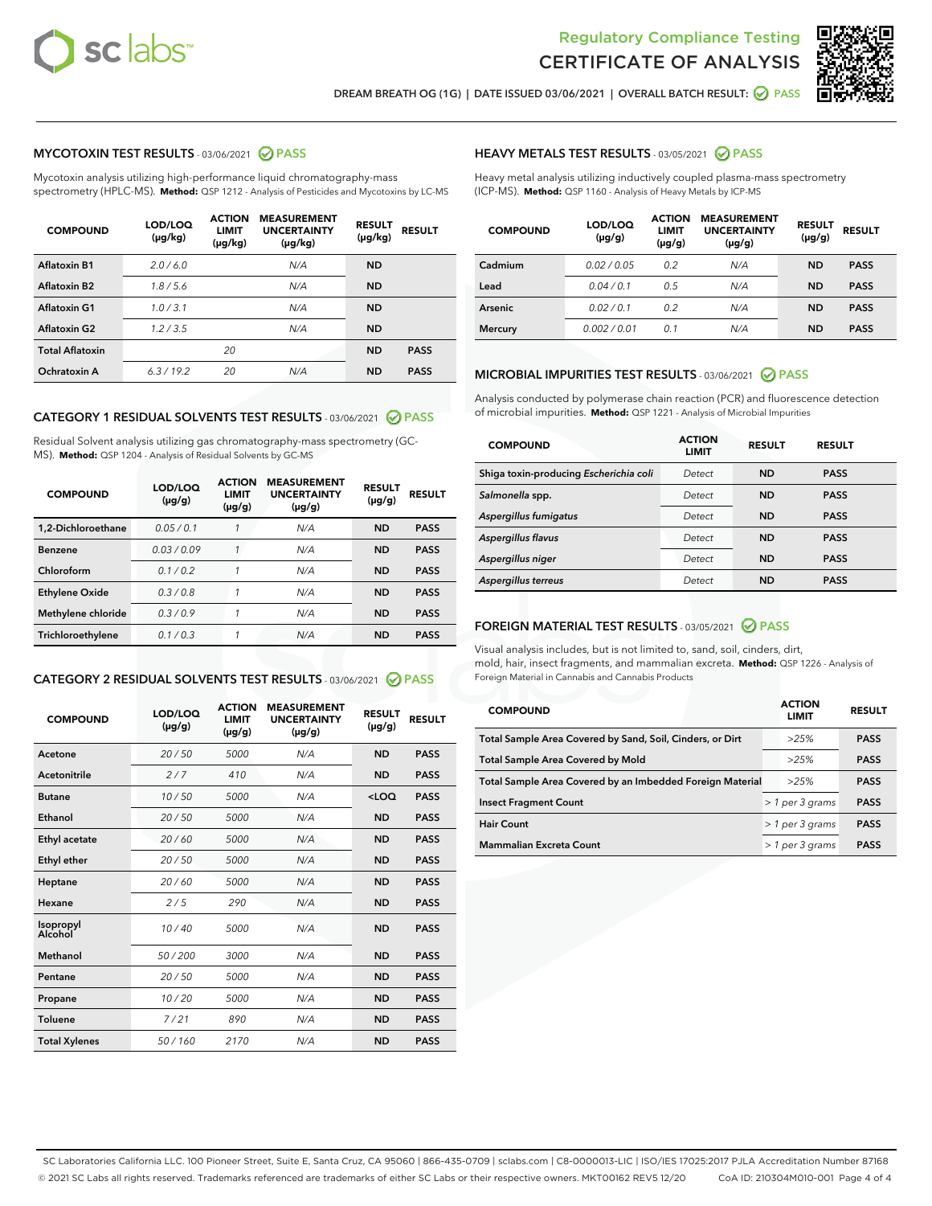Regulatory Compliance Testing

# CERTIFICATE OF ANALYSIS

DREAM BREATH OG (1G) | DATE ISSUED 03/06/2021 | OVERALL BATCH RESULT: PASS

## MYCOTOXIN TEST RESULTS - 03/06/2021 PASS

Mycotoxin analysis utilizing high-performance liquid chromatography-mass spectrometry (HPLC-MS). **Method:** QSP 1212 - Analysis of Pesticides and Mycotoxins by LC-MS

| COMPOUND | LOD/LOQ (μg/kg) | ACTION LIMIT (μg/kg) | MEASUREMENT UNCERTAINTY (μg/kg) | RESULT (μg/kg) | RESULT |
|---|---|---|---|---|---|
| Aflatoxin B1 | 2.0 / 6.0 | | N/A | ND | |
| Aflatoxin B2 | 1.8 / 5.6 | | N/A | ND | |
| Aflatoxin G1 | 1.0 / 3.1 | | N/A | ND | |
| Aflatoxin G2 | 1.2 / 3.5 | | N/A | ND | |
| Total Aflatoxin | | 20 | | ND | PASS |
| Ochratoxin A | 6.3 / 19.2 | 20 | N/A | ND | PASS |

## CATEGORY 1 RESIDUAL SOLVENTS TEST RESULTS - 03/06/2021 PASS

Residual Solvent analysis utilizing gas chromatography-mass spectrometry (GC-MS). **Method:** QSP 1204 - Analysis of Residual Solvents by GC-MS

| COMPOUND | LOD/LOQ (μg/g) | ACTION LIMIT (μg/g) | MEASUREMENT UNCERTAINTY (μg/g) | RESULT (μg/g) | RESULT |
|---|---|---|---|---|---|
| 1,2-Dichloroethane | 0.05 / 0.1 | 1 | N/A | ND | PASS |
| Benzene | 0.03 / 0.09 | 1 | N/A | ND | PASS |
| Chloroform | 0.1 / 0.2 | 1 | N/A | ND | PASS |
| Ethylene Oxide | 0.3 / 0.8 | 1 | N/A | ND | PASS |
| Methylene chloride | 0.3 / 0.9 | 1 | N/A | ND | PASS |
| Trichloroethylene | 0.1 / 0.3 | 1 | N/A | ND | PASS |

## CATEGORY 2 RESIDUAL SOLVENTS TEST RESULTS - 03/06/2021 PASS

| COMPOUND | LOD/LOQ (μg/g) | ACTION LIMIT (μg/g) | MEASUREMENT UNCERTAINTY (μg/g) | RESULT (μg/g) | RESULT |
|---|---|---|---|---|---|
| Acetone | 20 / 50 | 5000 | N/A | ND | PASS |
| Acetonitrile | 2 / 7 | 410 | N/A | ND | PASS |
| Butane | 10 / 50 | 5000 | N/A | <LOQ | PASS |
| Ethanol | 20 / 50 | 5000 | N/A | ND | PASS |
| Ethyl acetate | 20 / 60 | 5000 | N/A | ND | PASS |
| Ethyl ether | 20 / 50 | 5000 | N/A | ND | PASS |
| Heptane | 20 / 60 | 5000 | N/A | ND | PASS |
| Hexane | 2 / 5 | 290 | N/A | ND | PASS |
| Isopropyl Alcohol | 10 / 40 | 5000 | N/A | ND | PASS |
| Methanol | 50 / 200 | 3000 | N/A | ND | PASS |
| Pentane | 20 / 50 | 5000 | N/A | ND | PASS |
| Propane | 10 / 20 | 5000 | N/A | ND | PASS |
| Toluene | 7 / 21 | 890 | N/A | ND | PASS |
| Total Xylenes | 50 / 160 | 2170 | N/A | ND | PASS |

## HEAVY METALS TEST RESULTS - 03/05/2021 PASS

Heavy metal analysis utilizing inductively coupled plasma-mass spectrometry (ICP-MS). **Method:** QSP 1160 - Analysis of Heavy Metals by ICP-MS

| COMPOUND | LOD/LOQ (μg/g) | ACTION LIMIT (μg/g) | MEASUREMENT UNCERTAINTY (μg/g) | RESULT (μg/g) | RESULT |
|---|---|---|---|---|---|
| Cadmium | 0.02 / 0.05 | 0.2 | N/A | ND | PASS |
| Lead | 0.04 / 0.1 | 0.5 | N/A | ND | PASS |
| Arsenic | 0.02 / 0.1 | 0.2 | N/A | ND | PASS |
| Mercury | 0.002 / 0.01 | 0.1 | N/A | ND | PASS |

## MICROBIAL IMPURITIES TEST RESULTS - 03/06/2021 PASS

Analysis conducted by polymerase chain reaction (PCR) and fluorescence detection of microbial impurities. **Method:** QSP 1221 - Analysis of Microbial Impurities

| COMPOUND | ACTION LIMIT | RESULT | RESULT |
|---|---|---|---|
| *Shiga toxin-producing Escherichia coli* | Detect | ND | PASS |
| *Salmonella* spp. | Detect | ND | PASS |
| *Aspergillus fumigatus* | Detect | ND | PASS |
| *Aspergillus flavus* | Detect | ND | PASS |
| *Aspergillus niger* | Detect | ND | PASS |
| *Aspergillus terreus* | Detect | ND | PASS |

## FOREIGN MATERIAL TEST RESULTS - 03/05/2021 PASS

Visual analysis includes, but is not limited to, sand, soil, cinders, dirt, mold, hair, insect fragments, and mammalian excreta. **Method:** QSP 1226 - Analysis of Foreign Material in Cannabis and Cannabis Products

| COMPOUND | ACTION LIMIT | RESULT |
|---|---|---|
| Total Sample Area Covered by Sand, Soil, Cinders, or Dirt | >25% | PASS |
| Total Sample Area Covered by Mold | >25% | PASS |
| Total Sample Area Covered by an Imbedded Foreign Material | >25% | PASS |
| Insect Fragment Count | > 1 per 3 grams | PASS |
| Hair Count | > 1 per 3 grams | PASS |
| Mammalian Excreta Count | > 1 per 3 grams | PASS |

SC Laboratories California LLC. 100 Pioneer Street, Suite E, Santa Cruz, CA 95060 | 866-435-0709 | sclabs.com | C8-0000013-LIC | ISO/IES 17025:2017 PJLA Accreditation Number 87168
© 2021 SC Labs all rights reserved. Trademarks referenced are trademarks of either SC Labs or their respective owners. MKT00162 REV5 12/20 CoA ID: 210304M010-001